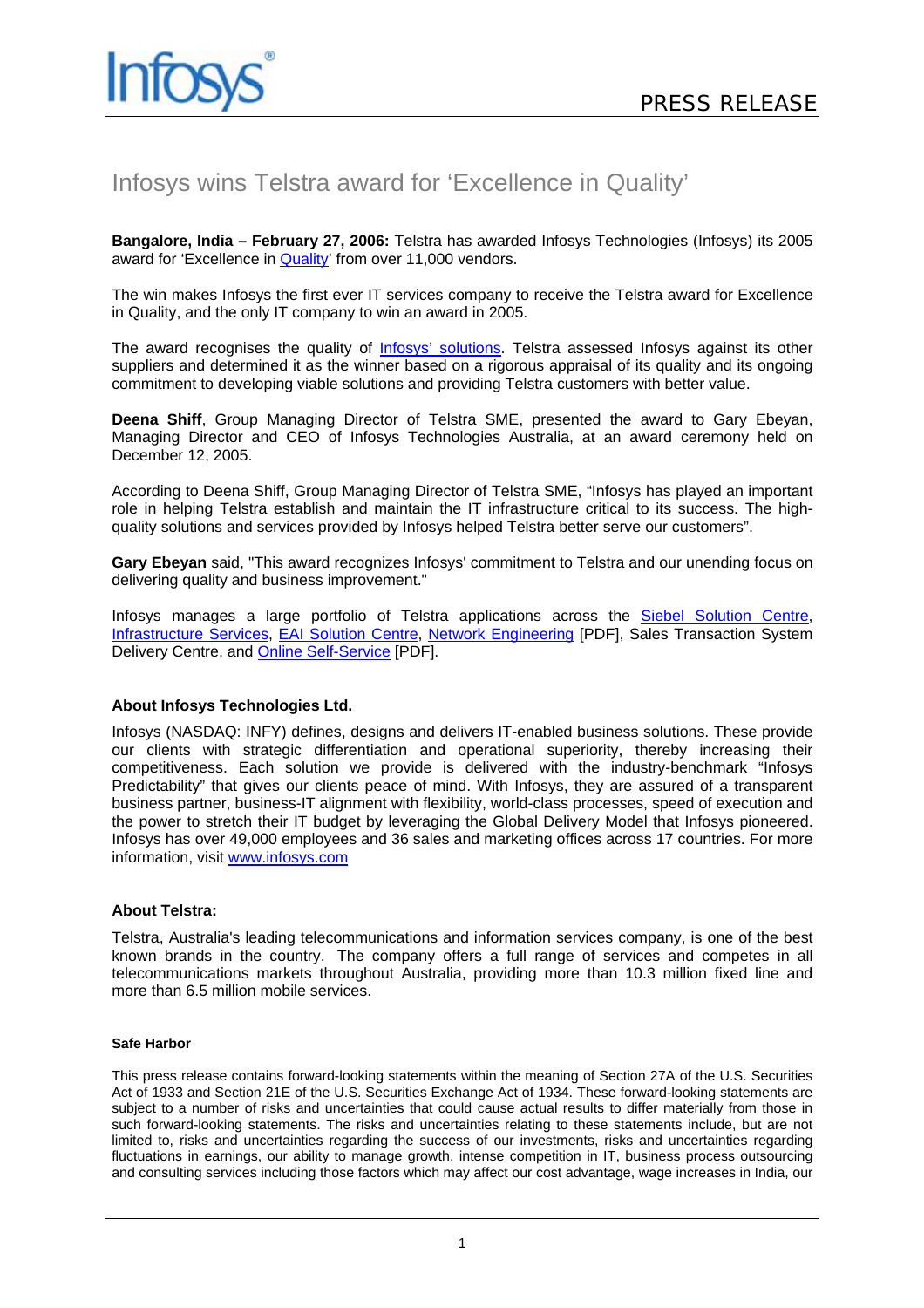Infosys

PRESS RELEASE

# Infosys wins Telstra award for 'Excellence in Quality'

**Bangalore, India – February 27, 2006:** Telstra has awarded Infosys Technologies (Infosys) its 2005 award for 'Excellence in Quality' from over 11,000 vendors.

The win makes Infosys the first ever IT services company to receive the Telstra award for Excellence in Quality, and the only IT company to win an award in 2005.

The award recognises the quality of Infosys' solutions. Telstra assessed Infosys against its other suppliers and determined it as the winner based on a rigorous appraisal of its quality and its ongoing commitment to developing viable solutions and providing Telstra customers with better value.

**Deena Shiff**, Group Managing Director of Telstra SME, presented the award to Gary Ebeyan, Managing Director and CEO of Infosys Technologies Australia, at an award ceremony held on December 12, 2005.

According to Deena Shiff, Group Managing Director of Telstra SME, "Infosys has played an important role in helping Telstra establish and maintain the IT infrastructure critical to its success. The high-quality solutions and services provided by Infosys helped Telstra better serve our customers".

**Gary Ebeyan** said, "This award recognizes Infosys' commitment to Telstra and our unending focus on delivering quality and business improvement."

Infosys manages a large portfolio of Telstra applications across the Siebel Solution Centre, Infrastructure Services, EAI Solution Centre, Network Engineering [PDF], Sales Transaction System Delivery Centre, and Online Self-Service [PDF].

### About Infosys Technologies Ltd.

Infosys (NASDAQ: INFY) defines, designs and delivers IT-enabled business solutions. These provide our clients with strategic differentiation and operational superiority, thereby increasing their competitiveness. Each solution we provide is delivered with the industry-benchmark "Infosys Predictability" that gives our clients peace of mind. With Infosys, they are assured of a transparent business partner, business-IT alignment with flexibility, world-class processes, speed of execution and the power to stretch their IT budget by leveraging the Global Delivery Model that Infosys pioneered. Infosys has over 49,000 employees and 36 sales and marketing offices across 17 countries. For more information, visit www.infosys.com

### About Telstra:

Telstra, Australia's leading telecommunications and information services company, is one of the best known brands in the country. The company offers a full range of services and competes in all telecommunications markets throughout Australia, providing more than 10.3 million fixed line and more than 6.5 million mobile services.

#### Safe Harbor

This press release contains forward-looking statements within the meaning of Section 27A of the U.S. Securities Act of 1933 and Section 21E of the U.S. Securities Exchange Act of 1934. These forward-looking statements are subject to a number of risks and uncertainties that could cause actual results to differ materially from those in such forward-looking statements. The risks and uncertainties relating to these statements include, but are not limited to, risks and uncertainties regarding the success of our investments, risks and uncertainties regarding fluctuations in earnings, our ability to manage growth, intense competition in IT, business process outsourcing and consulting services including those factors which may affect our cost advantage, wage increases in India, our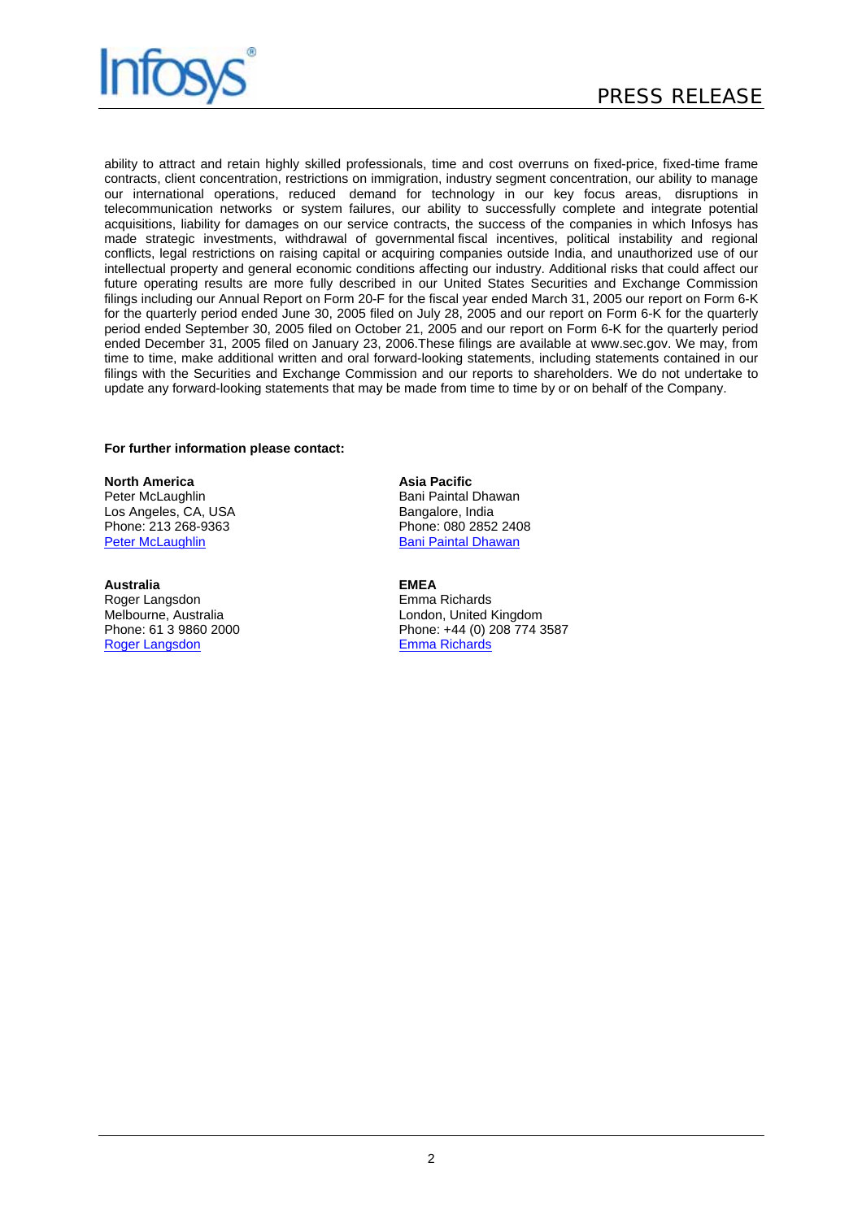ability to attract and retain highly skilled professionals, time and cost overruns on fixed-price, fixed-time frame contracts, client concentration, restrictions on immigration, industry segment concentration, our ability to manage our international operations, reduced demand for technology in our key focus areas, disruptions in telecommunication networks or system failures, our ability to successfully complete and integrate potential acquisitions, liability for damages on our service contracts, the success of the companies in which Infosys has made strategic investments, withdrawal of governmental fiscal incentives, political instability and regional conflicts, legal restrictions on raising capital or acquiring companies outside India, and unauthorized use of our intellectual property and general economic conditions affecting our industry. Additional risks that could affect our future operating results are more fully described in our United States Securities and Exchange Commission filings including our Annual Report on Form 20-F for the fiscal year ended March 31, 2005 our report on Form 6-K for the quarterly period ended June 30, 2005 filed on July 28, 2005 and our report on Form 6-K for the quarterly period ended September 30, 2005 filed on October 21, 2005 and our report on Form 6-K for the quarterly period ended December 31, 2005 filed on January 23, 2006.These filings are available at www.sec.gov. We may, from time to time, make additional written and oral forward-looking statements, including statements contained in our filings with the Securities and Exchange Commission and our reports to shareholders. We do not undertake to update any forward-looking statements that may be made from time to time by or on behalf of the Company.

**For further information please contact:**

**North America**
Peter McLaughlin
Los Angeles, CA, USA
Phone: 213 268-9363
Peter McLaughlin

**Asia Pacific**
Bani Paintal Dhawan
Bangalore, India
Phone: 080 2852 2408
Bani Paintal Dhawan

**Australia**
Roger Langsdon
Melbourne, Australia
Phone: 61 3 9860 2000
Roger Langsdon

**EMEA**
Emma Richards
London, United Kingdom
Phone: +44 (0) 208 774 3587
Emma Richards